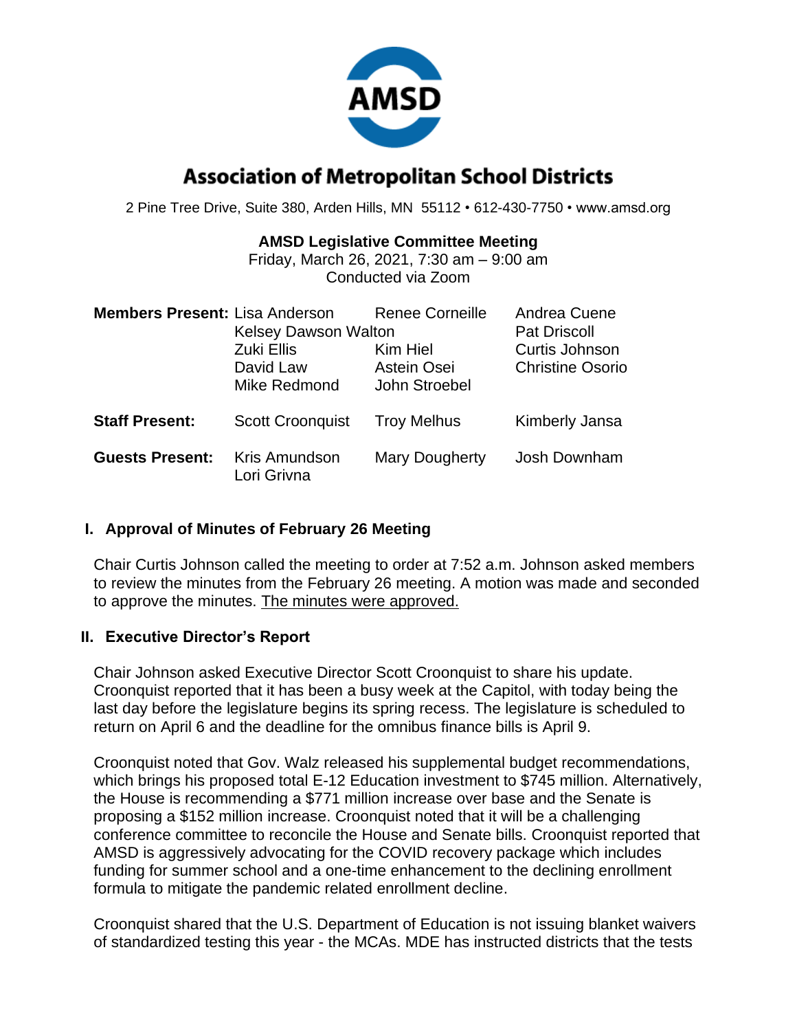# Association of Metropolitan School Districts

2 Pine Tree Drive, Suite 380, Arden Hills, MN 55112 • 612-430-7750 • www.amsd.org

**AMSD Legislative Committee Meeting**
Friday, March 26, 2021, 7:30 am – 9:00 am
Conducted via Zoom

**Members Present:** Lisa Anderson, Renee Corneille, Andrea Cuene, Kelsey Dawson Walton, Pat Driscoll, Zuki Ellis, Kim Hiel, Curtis Johnson, David Law, Astein Osei, Christine Osorio, Mike Redmond, John Stroebel

**Staff Present:** Scott Croonquist, Troy Melhus, Kimberly Jansa

**Guests Present:** Kris Amundson, Mary Dougherty, Josh Downham, Lori Grivna

## I. Approval of Minutes of February 26 Meeting

Chair Curtis Johnson called the meeting to order at 7:52 a.m. Johnson asked members to review the minutes from the February 26 meeting. A motion was made and seconded to approve the minutes. The minutes were approved.

## II. Executive Director's Report

Chair Johnson asked Executive Director Scott Croonquist to share his update. Croonquist reported that it has been a busy week at the Capitol, with today being the last day before the legislature begins its spring recess. The legislature is scheduled to return on April 6 and the deadline for the omnibus finance bills is April 9.

Croonquist noted that Gov. Walz released his supplemental budget recommendations, which brings his proposed total E-12 Education investment to $745 million. Alternatively, the House is recommending a $771 million increase over base and the Senate is proposing a $152 million increase. Croonquist noted that it will be a challenging conference committee to reconcile the House and Senate bills. Croonquist reported that AMSD is aggressively advocating for the COVID recovery package which includes funding for summer school and a one-time enhancement to the declining enrollment formula to mitigate the pandemic related enrollment decline.

Croonquist shared that the U.S. Department of Education is not issuing blanket waivers of standardized testing this year - the MCAs. MDE has instructed districts that the tests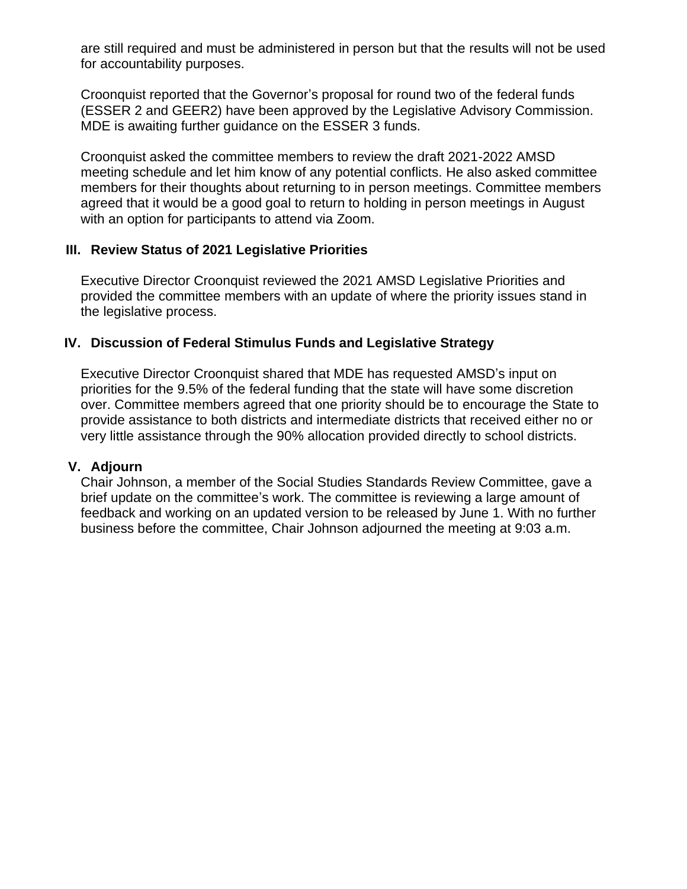are still required and must be administered in person but that the results will not be used for accountability purposes.

Croonquist reported that the Governor's proposal for round two of the federal funds (ESSER 2 and GEER2) have been approved by the Legislative Advisory Commission. MDE is awaiting further guidance on the ESSER 3 funds.

Croonquist asked the committee members to review the draft 2021-2022 AMSD meeting schedule and let him know of any potential conflicts. He also asked committee members for their thoughts about returning to in person meetings. Committee members agreed that it would be a good goal to return to holding in person meetings in August with an option for participants to attend via Zoom.

## III. Review Status of 2021 Legislative Priorities

Executive Director Croonquist reviewed the 2021 AMSD Legislative Priorities and provided the committee members with an update of where the priority issues stand in the legislative process.

## IV. Discussion of Federal Stimulus Funds and Legislative Strategy

Executive Director Croonquist shared that MDE has requested AMSD's input on priorities for the 9.5% of the federal funding that the state will have some discretion over. Committee members agreed that one priority should be to encourage the State to provide assistance to both districts and intermediate districts that received either no or very little assistance through the 90% allocation provided directly to school districts.

## V. Adjourn

Chair Johnson, a member of the Social Studies Standards Review Committee, gave a brief update on the committee's work. The committee is reviewing a large amount of feedback and working on an updated version to be released by June 1. With no further business before the committee, Chair Johnson adjourned the meeting at 9:03 a.m.